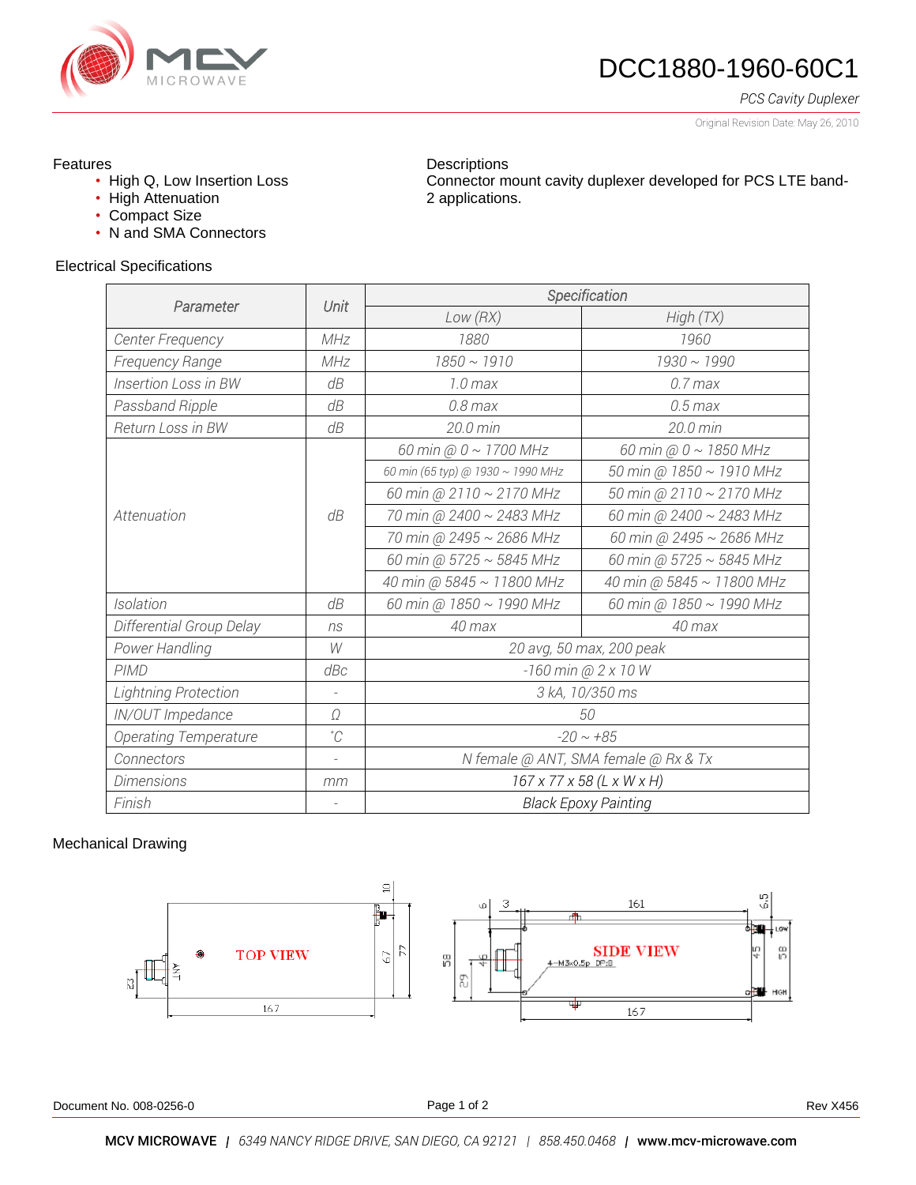# DCC1880-1960-60C1

*PCS Cavity Duplexer*

Original Revision Date: May 26, 2010

## Features

- High Q, Low Insertion Loss
- High Attenuation
- Compact Size
- N and SMA Connectors

## Descriptions

Connector mount cavity duplexer developed for PCS LTE band-2 applications.

## Electrical Specifications

| Parameter | Unit | Specification | |
|---|---|---|---|
| | | Low (RX) | High (TX) |
| Center Frequency | MHz | 1880 | 1960 |
| Frequency Range | MHz | 1850 ~ 1910 | 1930 ~ 1990 |
| Insertion Loss in BW | dB | 1.0 max | 0.7 max |
| Passband Ripple | dB | 0.8 max | 0.5 max |
| Return Loss in BW | dB | 20.0 min | 20.0 min |
| Attenuation | dB | 60 min @ 0 ~ 1700 MHz | 60 min @ 0 ~ 1850 MHz |
| | | 60 min (65 typ) @ 1930 ~ 1990 MHz | 50 min @ 1850 ~ 1910 MHz |
| | | 60 min @ 2110 ~ 2170 MHz | 50 min @ 2110 ~ 2170 MHz |
| | | 70 min @ 2400 ~ 2483 MHz | 60 min @ 2400 ~ 2483 MHz |
| | | 70 min @ 2495 ~ 2686 MHz | 60 min @ 2495 ~ 2686 MHz |
| | | 60 min @ 5725 ~ 5845 MHz | 60 min @ 5725 ~ 5845 MHz |
| | | 40 min @ 5845 ~ 11800 MHz | 40 min @ 5845 ~ 11800 MHz |
| Isolation | dB | 60 min @ 1850 ~ 1990 MHz | 60 min @ 1850 ~ 1990 MHz |
| Differential Group Delay | ns | 40 max | 40 max |
| Power Handling | W | 20 avg, 50 max, 200 peak | |
| PIMD | dBc | -160 min @ 2 x 10 W | |
| Lightning Protection | - | 3 kA, 10/350 ms | |
| IN/OUT Impedance | Ω | 50 | |
| Operating Temperature | ˚C | -20 ~ +85 | |
| Connectors | - | N female @ ANT, SMA female @ Rx & Tx | |
| Dimensions | mm | 167 x 77 x 58 (L x W x H) | |
| Finish | - | Black Epoxy Painting | |

## Mechanical Drawing

TOP VIEW — 167, 77, 67, 10, 23, ANT

SIDE VIEW — 161, 167, 58, 45, 29, 46, 6, 3, 6.5, 4-M3x0.5p DP:8, LOW, HIGH

Document No. 008-0256-0 Rev X456

**MCV MICROWAVE** | *6349 NANCY RIDGE DRIVE, SAN DIEGO, CA 92121* | *858.450.0468* | **www.mcv-microwave.com**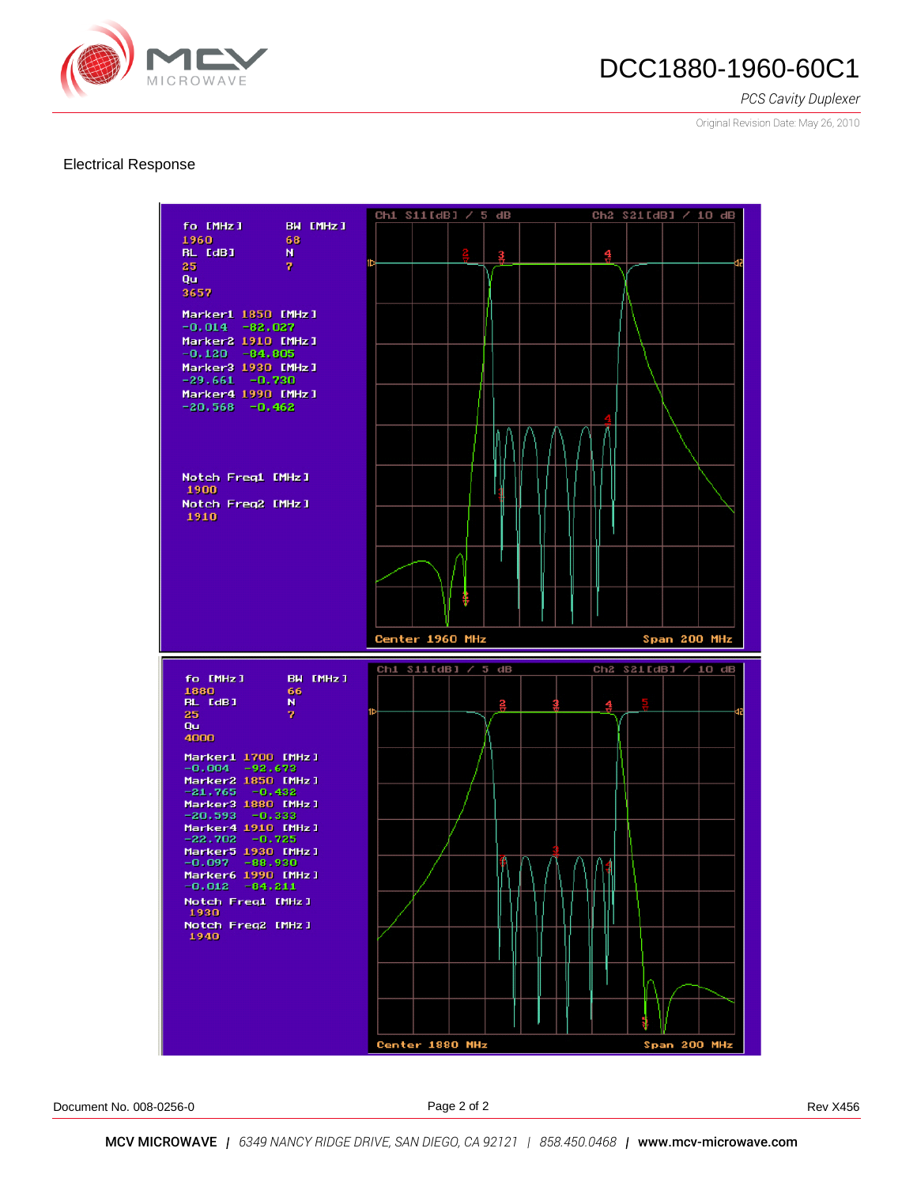## Electrical Response

fo [MHz]
1960
BW [MHz]
68
RL [dB]
25
N
7
Qu
3657

Marker1 1850 [MHz]
-0.014 -82.027
Marker2 1910 [MHz]
-0.120 -84.805
Marker3 1930 [MHz]
-29.661 -0.730
Marker4 1990 [MHz]
-20.568 -0.462

Notch Freq1 [MHz]
1900
Notch Freq2 [MHz]
1910

Ch1 S11[dB] / 5 dB
Ch2 S21[dB] / 10 dB
Center 1960 MHz
Span 200 MHz

fo [MHz]
1880
BW [MHz]
66
RL [dB]
25
N
7
Qu
4000

Marker1 1700 [MHz]
-0.004 -92.673
Marker2 1850 [MHz]
-21.765 -0.432
Marker3 1880 [MHz]
-20.593 -0.333
Marker4 1910 [MHz]
-22.702 -0.725
Marker5 1930 [MHz]
-0.097 -88.930
Marker6 1990 [MHz]
-0.012 -84.211
Notch Freq1 [MHz]
1930
Notch Freq2 [MHz]
1940

Ch1 S11[dB] / 5 dB
Ch2 S21[dB] / 10 dB
Center 1880 MHz
Span 200 MHz